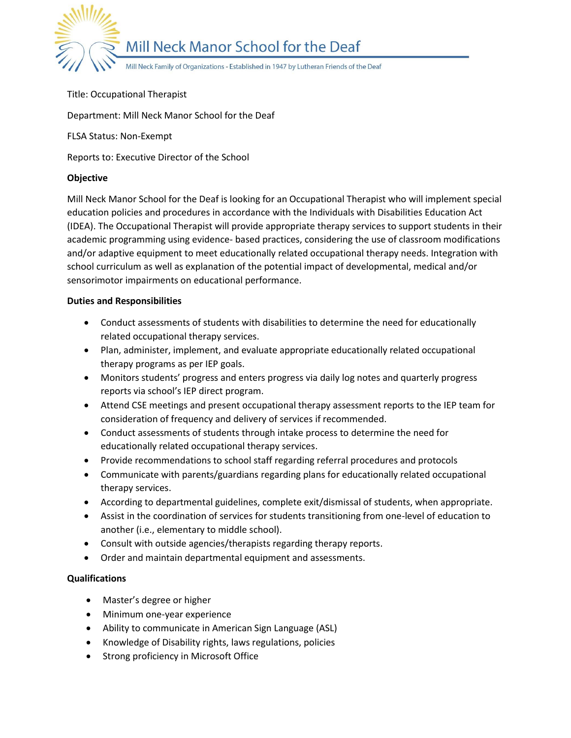# Mill Neck Manor School for the Deaf

Mill Neck Family of Organizations - Established in 1947 by Lutheran Friends of the Deaf

Title: Occupational Therapist

Department: Mill Neck Manor School for the Deaf

FLSA Status: Non-Exempt

Reports to: Executive Director of the School

**Objective**

Mill Neck Manor School for the Deaf is looking for an Occupational Therapist who will implement special education policies and procedures in accordance with the Individuals with Disabilities Education Act (IDEA). The Occupational Therapist will provide appropriate therapy services to support students in their academic programming using evidence- based practices, considering the use of classroom modifications and/or adaptive equipment to meet educationally related occupational therapy needs. Integration with school curriculum as well as explanation of the potential impact of developmental, medical and/or sensorimotor impairments on educational performance.

**Duties and Responsibilities**

- Conduct assessments of students with disabilities to determine the need for educationally related occupational therapy services.
- Plan, administer, implement, and evaluate appropriate educationally related occupational therapy programs as per IEP goals.
- Monitors students' progress and enters progress via daily log notes and quarterly progress reports via school's IEP direct program.
- Attend CSE meetings and present occupational therapy assessment reports to the IEP team for consideration of frequency and delivery of services if recommended.
- Conduct assessments of students through intake process to determine the need for educationally related occupational therapy services.
- Provide recommendations to school staff regarding referral procedures and protocols
- Communicate with parents/guardians regarding plans for educationally related occupational therapy services.
- According to departmental guidelines, complete exit/dismissal of students, when appropriate.
- Assist in the coordination of services for students transitioning from one-level of education to another (i.e., elementary to middle school).
- Consult with outside agencies/therapists regarding therapy reports.
- Order and maintain departmental equipment and assessments.

**Qualifications**

- Master's degree or higher
- Minimum one-year experience
- Ability to communicate in American Sign Language (ASL)
- Knowledge of Disability rights, laws regulations, policies
- Strong proficiency in Microsoft Office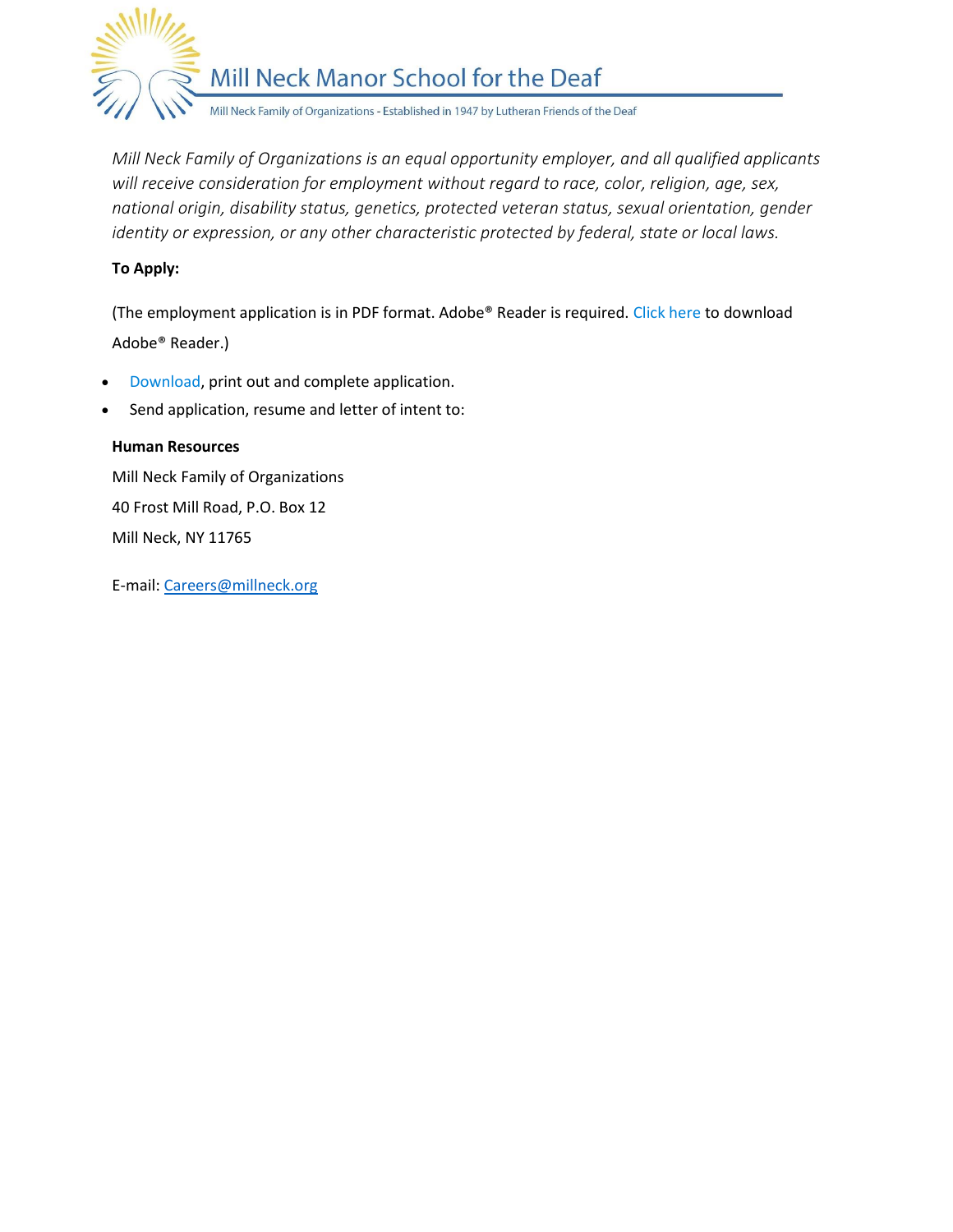*Mill Neck Family of Organizations is an equal opportunity employer, and all qualified applicants will receive consideration for employment without regard to race, color, religion, age, sex, national origin, disability status, genetics, protected veteran status, sexual orientation, gender identity or expression, or any other characteristic protected by federal, state or local laws.*

**To Apply:**

(The employment application is in PDF format. Adobe® Reader is required. Click here to download Adobe® Reader.)

- Download, print out and complete application.
- Send application, resume and letter of intent to:

**Human Resources**

Mill Neck Family of Organizations

40 Frost Mill Road, P.O. Box 12

Mill Neck, NY 11765

E-mail: Careers@millneck.org